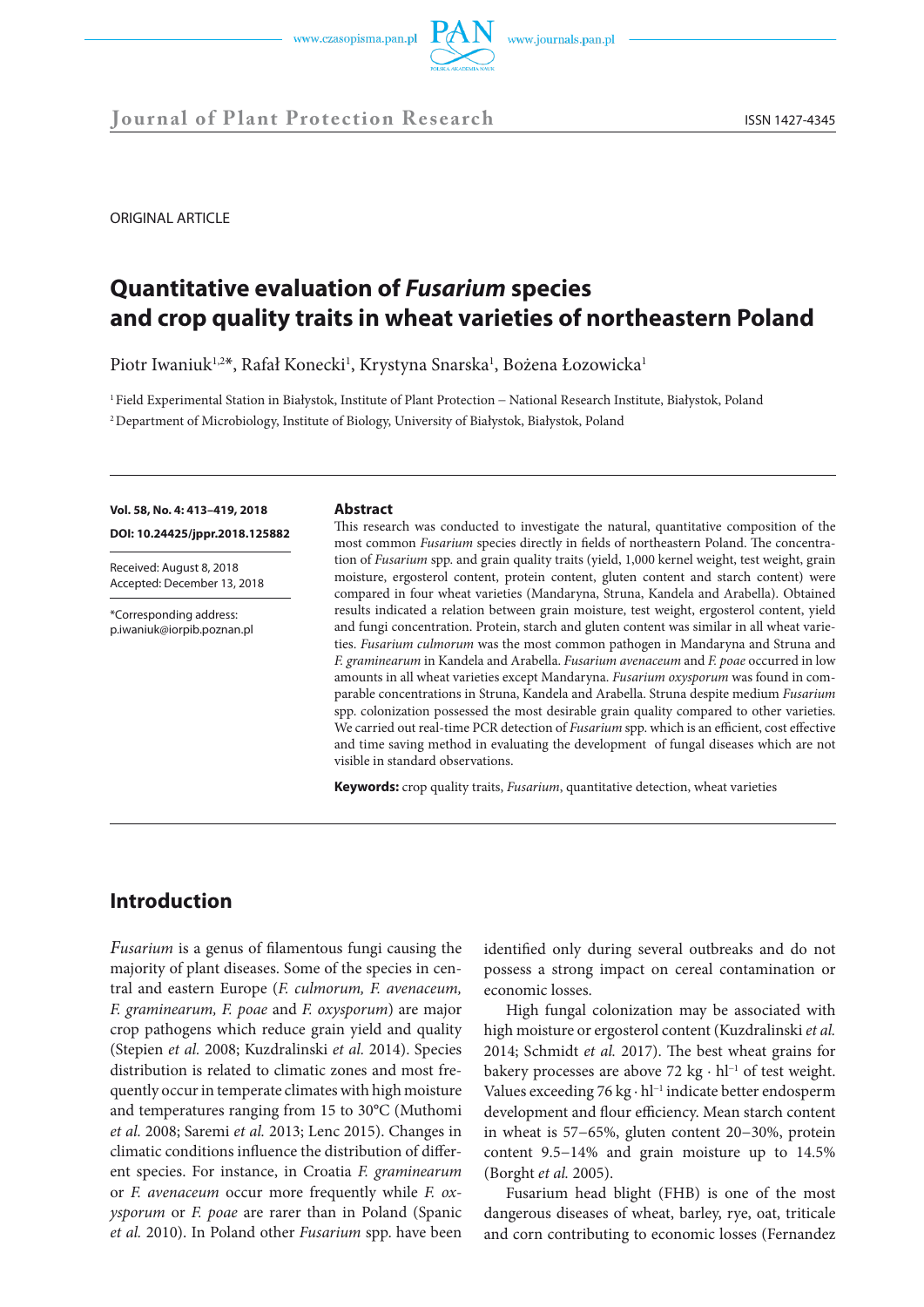ORIGINAL ARTICLE

# Quantitative evaluation of *Fusarium* species and crop quality traits in wheat varieties of northeastern Poland

Piotr Iwaniuk[1,2]*, Rafał Konecki[1], Krystyna Snarska[1], Bożena Łozowicka[1]

[1] Field Experimental Station in Białystok, Institute of Plant Protection – National Research Institute, Białystok, Poland

[2] Department of Microbiology, Institute of Biology, University of Białystok, Białystok, Poland

**Vol. 58, No. 4: 413–419, 2018**

**DOI: 10.24425/jppr.2018.125882**

Received: August 8, 2018
Accepted: December 13, 2018

*Corresponding address:
p.iwaniuk@iorpib.poznan.pl

**Abstract**

This research was conducted to investigate the natural, quantitative composition of the most common *Fusarium* species directly in fields of northeastern Poland. The concentration of *Fusarium* spp. and grain quality traits (yield, 1,000 kernel weight, test weight, grain moisture, ergosterol content, protein content, gluten content and starch content) were compared in four wheat varieties (Mandaryna, Struna, Kandela and Arabella). Obtained results indicated a relation between grain moisture, test weight, ergosterol content, yield and fungi concentration. Protein, starch and gluten content was similar in all wheat varieties. *Fusarium culmorum* was the most common pathogen in Mandaryna and Struna and *F. graminearum* in Kandela and Arabella. *Fusarium avenaceum* and *F. poae* occurred in low amounts in all wheat varieties except Mandaryna. *Fusarium oxysporum* was found in comparable concentrations in Struna, Kandela and Arabella. Struna despite medium *Fusarium* spp. colonization possessed the most desirable grain quality compared to other varieties. We carried out real-time PCR detection of *Fusarium* spp. which is an efficient, cost effective and time saving method in evaluating the development of fungal diseases which are not visible in standard observations.

**Keywords:** crop quality traits, *Fusarium*, quantitative detection, wheat varieties

## Introduction

*Fusarium* is a genus of filamentous fungi causing the majority of plant diseases. Some of the species in central and eastern Europe (*F. culmorum, F. avenaceum, F. graminearum, F. poae* and *F. oxysporum*) are major crop pathogens which reduce grain yield and quality (Stepien *et al.* 2008; Kuzdralinski *et al.* 2014). Species distribution is related to climatic zones and most frequently occur in temperate climates with high moisture and temperatures ranging from 15 to 30°C (Muthomi *et al.* 2008; Saremi *et al.* 2013; Lenc 2015). Changes in climatic conditions influence the distribution of different species. For instance, in Croatia *F. graminearum* or *F. avenaceum* occur more frequently while *F. oxysporum* or *F. poae* are rarer than in Poland (Spanic *et al.* 2010). In Poland other *Fusarium* spp. have been identified only during several outbreaks and do not possess a strong impact on cereal contamination or economic losses.

High fungal colonization may be associated with high moisture or ergosterol content (Kuzdralinski *et al.* 2014; Schmidt *et al.* 2017). The best wheat grains for bakery processes are above 72 kg · $hl^{-1}$ of test weight. Values exceeding 76 kg · $hl^{-1}$ indicate better endosperm development and flour efficiency. Mean starch content in wheat is 57–65%, gluten content 20–30%, protein content 9.5–14% and grain moisture up to 14.5% (Borght *et al.* 2005).

Fusarium head blight (FHB) is one of the most dangerous diseases of wheat, barley, rye, oat, triticale and corn contributing to economic losses (Fernandez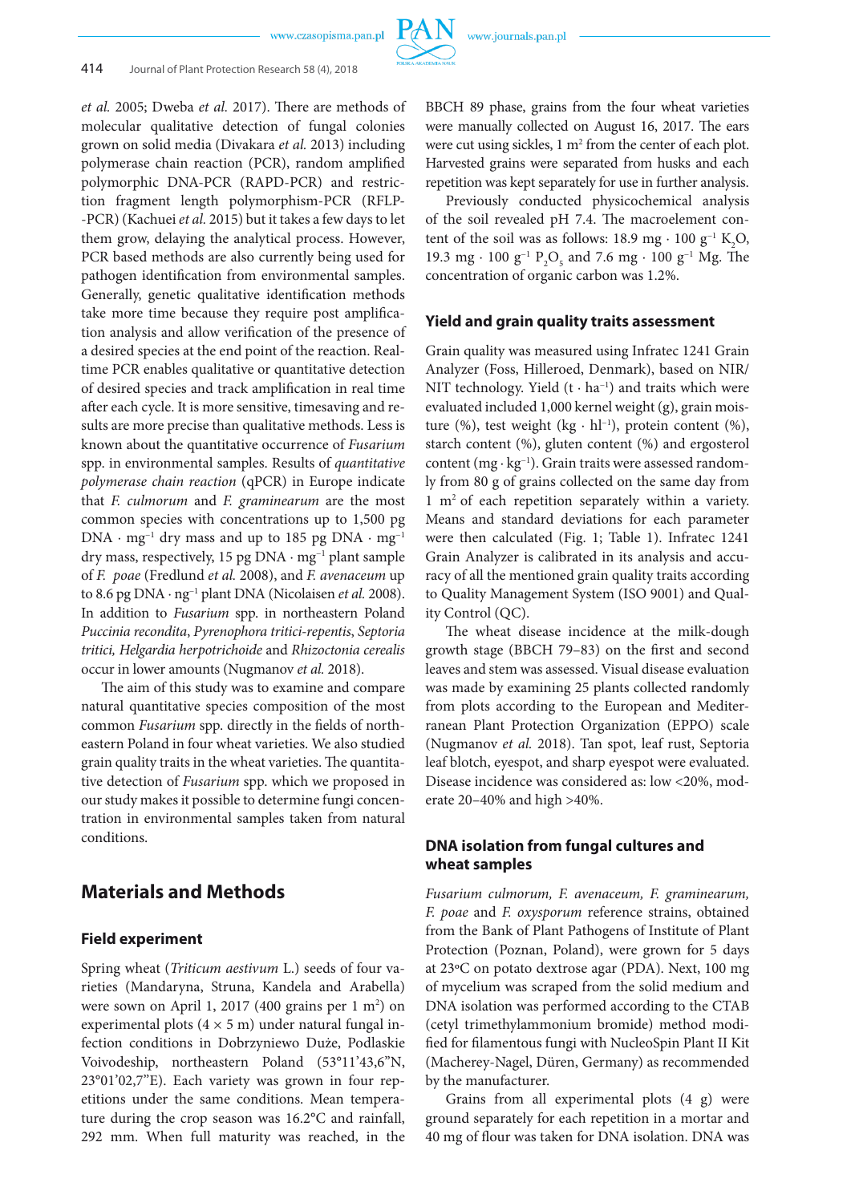*et al.* 2005; Dweba *et al.* 2017). There are methods of molecular qualitative detection of fungal colonies grown on solid media (Divakara *et al.* 2013) including polymerase chain reaction (PCR), random amplified polymorphic DNA-PCR (RAPD-PCR) and restriction fragment length polymorphism-PCR (RFLP--PCR) (Kachuei *et al.* 2015) but it takes a few days to let them grow, delaying the analytical process. However, PCR based methods are also currently being used for pathogen identification from environmental samples. Generally, genetic qualitative identification methods take more time because they require post amplification analysis and allow verification of the presence of a desired species at the end point of the reaction. Real-time PCR enables qualitative or quantitative detection of desired species and track amplification in real time after each cycle. It is more sensitive, timesaving and results are more precise than qualitative methods. Less is known about the quantitative occurrence of *Fusarium* spp. in environmental samples. Results of *quantitative polymerase chain reaction* (qPCR) in Europe indicate that *F. culmorum* and *F. graminearum* are the most common species with concentrations up to 1,500 pg DNA · $mg^{-1}$ dry mass and up to 185 pg DNA · $mg^{-1}$ dry mass, respectively, 15 pg DNA · $mg^{-1}$ plant sample of *F. poae* (Fredlund *et al.* 2008), and *F. avenaceum* up to 8.6 pg DNA · $ng^{-1}$ plant DNA (Nicolaisen *et al.* 2008). In addition to *Fusarium* spp. in northeastern Poland *Puccinia recondita*, *Pyrenophora tritici-repentis*, *Septoria tritici, Helgardia herpotrichoide* and *Rhizoctonia cerealis* occur in lower amounts (Nugmanov *et al.* 2018).

The aim of this study was to examine and compare natural quantitative species composition of the most common *Fusarium* spp. directly in the fields of northeastern Poland in four wheat varieties. We also studied grain quality traits in the wheat varieties. The quantitative detection of *Fusarium* spp. which we proposed in our study makes it possible to determine fungi concentration in environmental samples taken from natural conditions.

## Materials and Methods

### Field experiment

Spring wheat (*Triticum aestivum* L.) seeds of four varieties (Mandaryna, Struna, Kandela and Arabella) were sown on April 1, 2017 (400 grains per 1 $m^2$) on experimental plots (4 × 5 m) under natural fungal infection conditions in Dobrzyniewo Duże, Podlaskie Voivodeship, northeastern Poland (53°11'43,6"N, 23°01'02,7"E). Each variety was grown in four repetitions under the same conditions. Mean temperature during the crop season was 16.2°C and rainfall, 292 mm. When full maturity was reached, in the BBCH 89 phase, grains from the four wheat varieties were manually collected on August 16, 2017. The ears were cut using sickles, 1 $m^2$ from the center of each plot. Harvested grains were separated from husks and each repetition was kept separately for use in further analysis.

Previously conducted physicochemical analysis of the soil revealed pH 7.4. The macroelement content of the soil was as follows: 18.9 mg · 100 $g^{-1}$ $K_2O$, 19.3 mg · 100 $g^{-1}$ $P_2O_5$ and 7.6 mg · 100 $g^{-1}$ Mg. The concentration of organic carbon was 1.2%.

### Yield and grain quality traits assessment

Grain quality was measured using Infratec 1241 Grain Analyzer (Foss, Hilleroed, Denmark), based on NIR/NIT technology. Yield (t · $ha^{-1}$) and traits which were evaluated included 1,000 kernel weight (g), grain moisture (%), test weight (kg · $hl^{-1}$), protein content (%), starch content (%), gluten content (%) and ergosterol content (mg · $kg^{-1}$). Grain traits were assessed randomly from 80 g of grains collected on the same day from 1 $m^2$ of each repetition separately within a variety. Means and standard deviations for each parameter were then calculated (Fig. 1; Table 1). Infratec 1241 Grain Analyzer is calibrated in its analysis and accuracy of all the mentioned grain quality traits according to Quality Management System (ISO 9001) and Quality Control (QC).

The wheat disease incidence at the milk-dough growth stage (BBCH 79–83) on the first and second leaves and stem was assessed. Visual disease evaluation was made by examining 25 plants collected randomly from plots according to the European and Mediterranean Plant Protection Organization (EPPO) scale (Nugmanov *et al.* 2018). Tan spot, leaf rust, Septoria leaf blotch, eyespot, and sharp eyespot were evaluated. Disease incidence was considered as: low <20%, moderate 20–40% and high >40%.

### DNA isolation from fungal cultures and wheat samples

*Fusarium culmorum, F. avenaceum, F. graminearum, F. poae* and *F. oxysporum* reference strains, obtained from the Bank of Plant Pathogens of Institute of Plant Protection (Poznan, Poland), were grown for 5 days at 23°C on potato dextrose agar (PDA). Next, 100 mg of mycelium was scraped from the solid medium and DNA isolation was performed according to the CTAB (cetyl trimethylammonium bromide) method modified for filamentous fungi with NucleoSpin Plant II Kit (Macherey-Nagel, Düren, Germany) as recommended by the manufacturer.

Grains from all experimental plots (4 g) were ground separately for each repetition in a mortar and 40 mg of flour was taken for DNA isolation. DNA was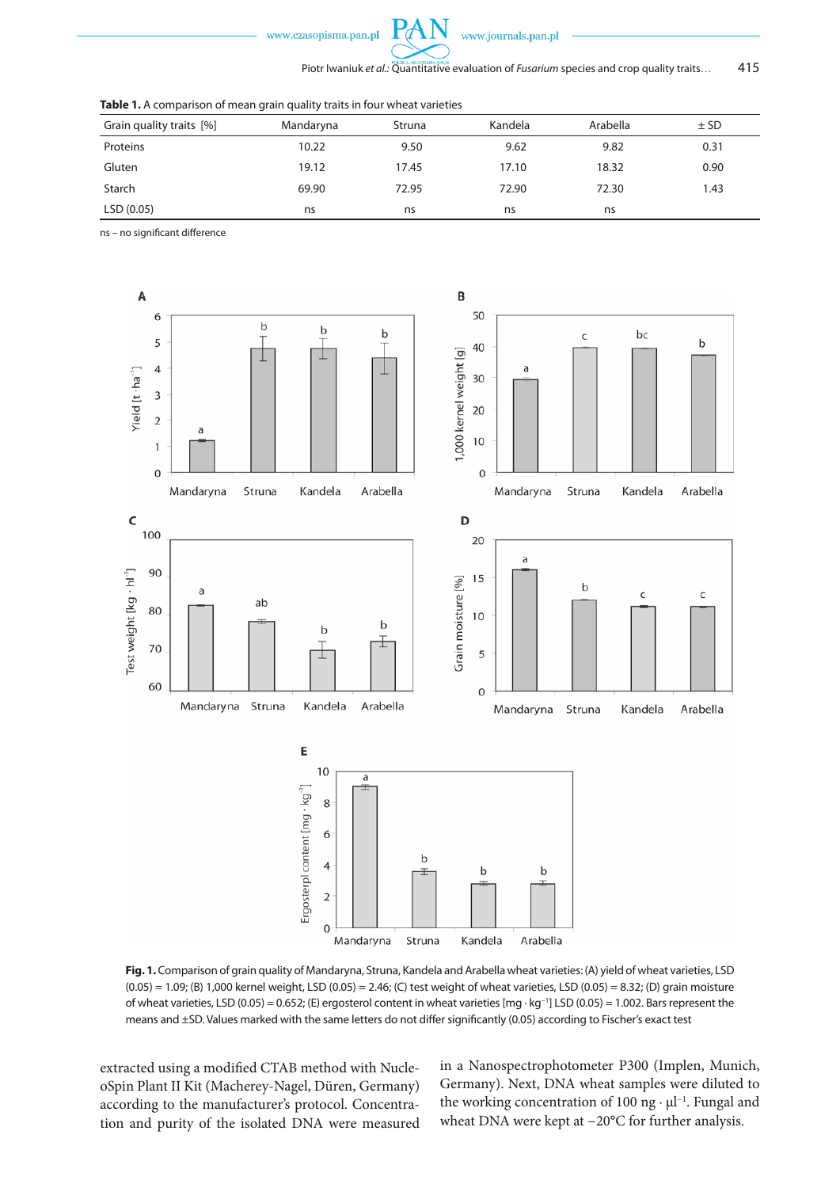**Table 1.** A comparison of mean grain quality traits in four wheat varieties

| Grain quality traits [%] | Mandaryna | Struna | Kandela | Arabella | ± SD |
|---|---|---|---|---|---|
| Proteins | 10.22 | 9.50 | 9.62 | 9.82 | 0.31 |
| Gluten | 19.12 | 17.45 | 17.10 | 18.32 | 0.90 |
| Starch | 69.90 | 72.95 | 72.90 | 72.30 | 1.43 |
| LSD (0.05) | ns | ns | ns | ns | |

ns – no significant difference

**Fig. 1.** Comparison of grain quality of Mandaryna, Struna, Kandela and Arabella wheat varieties: (A) yield of wheat varieties, LSD (0.05) = 1.09; (B) 1,000 kernel weight, LSD (0.05) = 2.46; (C) test weight of wheat varieties, LSD (0.05) = 8.32; (D) grain moisture of wheat varieties, LSD (0.05) = 0.652; (E) ergosterol content in wheat varieties [$mg \cdot kg^{-1}$] LSD (0.05) = 1.002. Bars represent the means and ±SD. Values marked with the same letters do not differ significantly (0.05) according to Fischer's exact test

extracted using a modified CTAB method with NucleoSpin Plant II Kit (Macherey-Nagel, Düren, Germany) according to the manufacturer's protocol. Concentration and purity of the isolated DNA were measured in a Nanospectrophotometer P300 (Implen, Munich, Germany). Next, DNA wheat samples were diluted to the working concentration of 100 $ng \cdot \mu l^{-1}$. Fungal and wheat DNA were kept at −20°C for further analysis.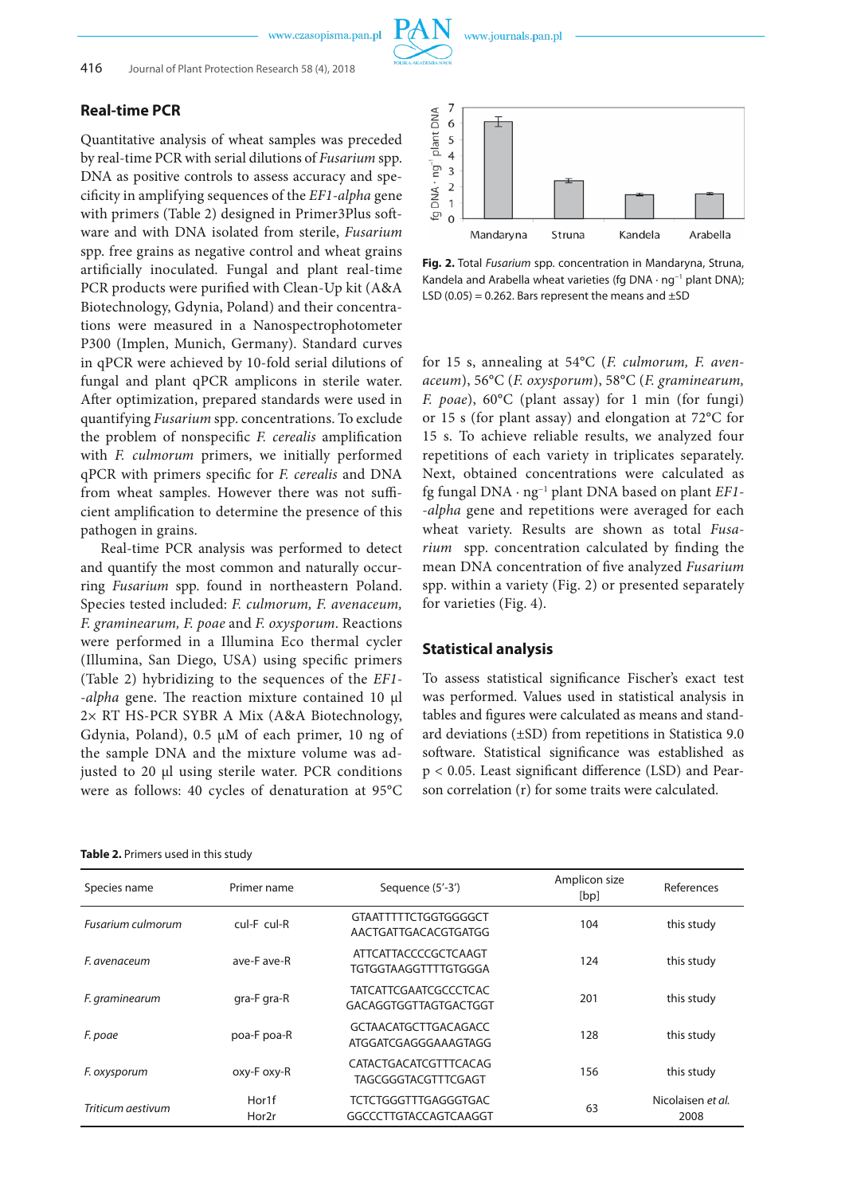## Real-time PCR

Quantitative analysis of wheat samples was preceded by real-time PCR with serial dilutions of *Fusarium* spp. DNA as positive controls to assess accuracy and specificity in amplifying sequences of the *EF1-alpha* gene with primers (Table 2) designed in Primer3Plus software and with DNA isolated from sterile, *Fusarium* spp. free grains as negative control and wheat grains artificially inoculated. Fungal and plant real-time PCR products were purified with Clean-Up kit (A&A Biotechnology, Gdynia, Poland) and their concentrations were measured in a Nanospectrophotometer P300 (Implen, Munich, Germany). Standard curves in qPCR were achieved by 10-fold serial dilutions of fungal and plant qPCR amplicons in sterile water. After optimization, prepared standards were used in quantifying *Fusarium* spp. concentrations. To exclude the problem of nonspecific *F. cerealis* amplification with *F. culmorum* primers, we initially performed qPCR with primers specific for *F. cerealis* and DNA from wheat samples. However there was not sufficient amplification to determine the presence of this pathogen in grains.

Real-time PCR analysis was performed to detect and quantify the most common and naturally occurring *Fusarium* spp. found in northeastern Poland. Species tested included: *F. culmorum, F. avenaceum, F. graminearum, F. poae* and *F. oxysporum*. Reactions were performed in a Illumina Eco thermal cycler (Illumina, San Diego, USA) using specific primers (Table 2) hybridizing to the sequences of the *EF1-alpha* gene. The reaction mixture contained 10 μl 2× RT HS-PCR SYBR A Mix (A&A Biotechnology, Gdynia, Poland), 0.5 μM of each primer, 10 ng of the sample DNA and the mixture volume was adjusted to 20 μl using sterile water. PCR conditions were as follows: 40 cycles of denaturation at 95°C for 15 s, annealing at 54°C (*F. culmorum, F. avenaceum*), 56°C (*F. oxysporum*), 58°C (*F. graminearum, F. poae*), 60°C (plant assay) for 1 min (for fungi) or 15 s (for plant assay) and elongation at 72°C for 15 s. To achieve reliable results, we analyzed four repetitions of each variety in triplicates separately. Next, obtained concentrations were calculated as fg fungal DNA · ng$^{-1}$ plant DNA based on plant *EF1-alpha* gene and repetitions were averaged for each wheat variety. Results are shown as total *Fusarium* spp. concentration calculated by finding the mean DNA concentration of five analyzed *Fusarium* spp. within a variety (Fig. 2) or presented separately for varieties (Fig. 4).

**Fig. 2.** Total *Fusarium* spp. concentration in Mandaryna, Struna, Kandela and Arabella wheat varieties (fg DNA · ng$^{-1}$ plant DNA); LSD (0.05) = 0.262. Bars represent the means and ±SD

## Statistical analysis

To assess statistical significance Fischer's exact test was performed. Values used in statistical analysis in tables and figures were calculated as means and standard deviations (±SD) from repetitions in Statistica 9.0 software. Statistical significance was established as $p < 0.05$. Least significant difference (LSD) and Pearson correlation (r) for some traits were calculated.

**Table 2.** Primers used in this study

| Species name | Primer name | Sequence (5'-3') | Amplicon size [bp] | References |
|---|---|---|---|---|
| *Fusarium culmorum* | cul-F cul-R | GTAATTTTTCTGGTGGGGCT AACTGATTGACACGTGATGG | 104 | this study |
| *F. avenaceum* | ave-F ave-R | ATTCATTACCCCGCTCAAGT TGTGGTAAGGTTTTGTGGGA | 124 | this study |
| *F. graminearum* | gra-F gra-R | TATCATTCGAATCGCCCTCAC GACAGGTGGTTAGTGACTGGT | 201 | this study |
| *F. poae* | poa-F poa-R | GCTAACATGCTTGACAGACC ATGGATCGAGGGAAAGTAGG | 128 | this study |
| *F. oxysporum* | oxy-F oxy-R | CATACTGACATCGTTTCACAG TAGCGGGTACGTTTCGAGT | 156 | this study |
| *Triticum aestivum* | Hor1f Hor2r | TCTCTGGGTTTGAGGGTGAC GGCCCTTGTACCAGTCAAGGT | 63 | Nicolaisen *et al.* 2008 |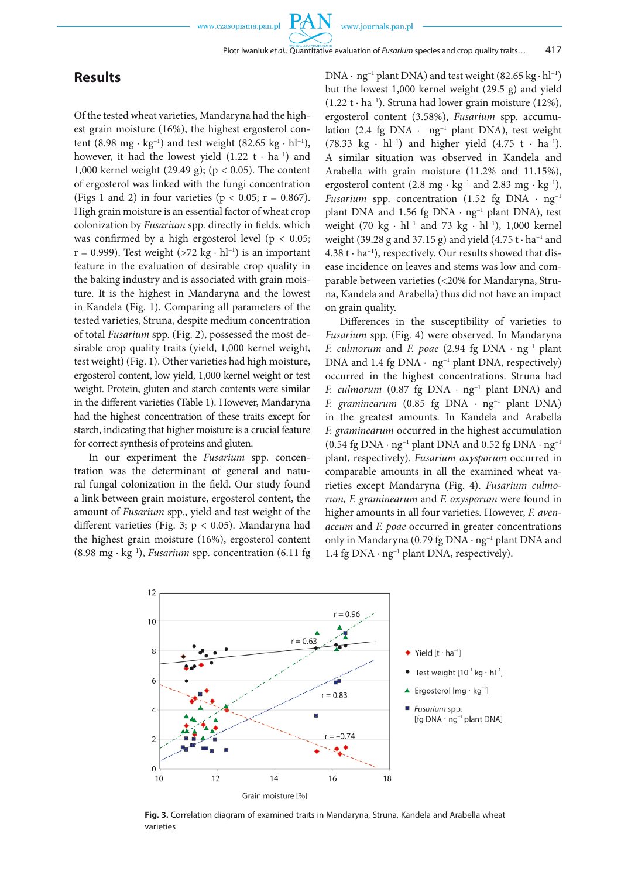## Results

Of the tested wheat varieties, Mandaryna had the highest grain moisture (16%), the highest ergosterol content (8.98 mg · kg$^{-1}$) and test weight (82.65 kg · hl$^{-1}$), however, it had the lowest yield (1.22 t · ha$^{-1}$) and 1,000 kernel weight (29.49 g); ($p < 0.05$). The content of ergosterol was linked with the fungi concentration (Figs 1 and 2) in four varieties ($p < 0.05$; $r = 0.867$). High grain moisture is an essential factor of wheat crop colonization by *Fusarium* spp. directly in fields, which was confirmed by a high ergosterol level ($p < 0.05$; $r = 0.999$). Test weight (>72 kg · hl$^{-1}$) is an important feature in the evaluation of desirable crop quality in the baking industry and is associated with grain moisture. It is the highest in Mandaryna and the lowest in Kandela (Fig. 1). Comparing all parameters of the tested varieties, Struna, despite medium concentration of total *Fusarium* spp. (Fig. 2), possessed the most desirable crop quality traits (yield, 1,000 kernel weight, test weight) (Fig. 1). Other varieties had high moisture, ergosterol content, low yield, 1,000 kernel weight or test weight. Protein, gluten and starch contents were similar in the different varieties (Table 1). However, Mandaryna had the highest concentration of these traits except for starch, indicating that higher moisture is a crucial feature for correct synthesis of proteins and gluten.

In our experiment the *Fusarium* spp. concentration was the determinant of general and natural fungal colonization in the field. Our study found a link between grain moisture, ergosterol content, the amount of *Fusarium* spp., yield and test weight of the different varieties (Fig. 3; $p < 0.05$). Mandaryna had the highest grain moisture (16%), ergosterol content (8.98 mg · kg$^{-1}$), *Fusarium* spp. concentration (6.11 fg DNA · ng$^{-1}$ plant DNA) and test weight (82.65 kg · hl$^{-1}$) but the lowest 1,000 kernel weight (29.5 g) and yield (1.22 t · ha$^{-1}$). Struna had lower grain moisture (12%), ergosterol content (3.58%), *Fusarium* spp. accumulation (2.4 fg DNA · ng$^{-1}$ plant DNA), test weight (78.33 kg · hl$^{-1}$) and higher yield (4.75 t · ha$^{-1}$). A similar situation was observed in Kandela and Arabella with grain moisture (11.2% and 11.15%), ergosterol content (2.8 mg · kg$^{-1}$ and 2.83 mg · kg$^{-1}$), *Fusarium* spp. concentration (1.52 fg DNA · ng$^{-1}$ plant DNA and 1.56 fg DNA · ng$^{-1}$ plant DNA), test weight (70 kg · hl$^{-1}$ and 73 kg · hl$^{-1}$), 1,000 kernel weight (39.28 g and 37.15 g) and yield (4.75 t · ha$^{-1}$ and 4.38 t · ha$^{-1}$), respectively. Our results showed that disease incidence on leaves and stems was low and comparable between varieties (<20% for Mandaryna, Struna, Kandela and Arabella) thus did not have an impact on grain quality.

Differences in the susceptibility of varieties to *Fusarium* spp. (Fig. 4) were observed. In Mandaryna *F. culmorum* and *F. poae* (2.94 fg DNA · ng$^{-1}$ plant DNA and 1.4 fg DNA · ng$^{-1}$ plant DNA, respectively) occurred in the highest concentrations. Struna had *F. culmorum* (0.87 fg DNA · ng$^{-1}$ plant DNA) and *F. graminearum* (0.85 fg DNA · ng$^{-1}$ plant DNA) in the greatest amounts. In Kandela and Arabella *F. graminearum* occurred in the highest accumulation (0.54 fg DNA · ng$^{-1}$ plant DNA and 0.52 fg DNA · ng$^{-1}$ plant, respectively). *Fusarium oxysporum* occurred in comparable amounts in all the examined wheat varieties except Mandaryna (Fig. 4). *Fusarium culmorum, F. graminearum* and *F. oxysporum* were found in higher amounts in all four varieties. However, *F. avenaceum* and *F. poae* occurred in greater concentrations only in Mandaryna (0.79 fg DNA · ng$^{-1}$ plant DNA and 1.4 fg DNA · ng$^{-1}$ plant DNA, respectively).

**Fig. 3.** Correlation diagram of examined traits in Mandaryna, Struna, Kandela and Arabella wheat varieties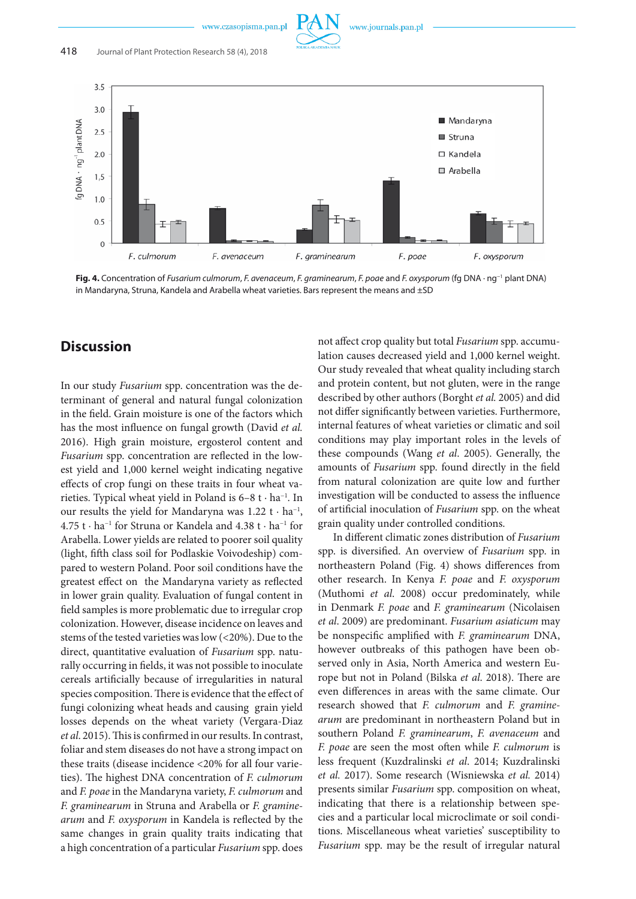**Fig. 4.** Concentration of *Fusarium culmorum*, *F. avenaceum*, *F. graminearum*, *F. poae* and *F. oxysporum* (fg DNA · $ng^{-1}$ plant DNA) in Mandaryna, Struna, Kandela and Arabella wheat varieties. Bars represent the means and ±SD

## Discussion

In our study *Fusarium* spp. concentration was the determinant of general and natural fungal colonization in the field. Grain moisture is one of the factors which has the most influence on fungal growth (David *et al.* 2016). High grain moisture, ergosterol content and *Fusarium* spp. concentration are reflected in the lowest yield and 1,000 kernel weight indicating negative effects of crop fungi on these traits in four wheat varieties. Typical wheat yield in Poland is 6–8 t · $ha^{-1}$. In our results the yield for Mandaryna was 1.22 t · $ha^{-1}$, 4.75 t · $ha^{-1}$ for Struna or Kandela and 4.38 t · $ha^{-1}$ for Arabella. Lower yields are related to poorer soil quality (light, fifth class soil for Podlaskie Voivodeship) compared to western Poland. Poor soil conditions have the greatest effect on the Mandaryna variety as reflected in lower grain quality. Evaluation of fungal content in field samples is more problematic due to irregular crop colonization. However, disease incidence on leaves and stems of the tested varieties was low (<20%). Due to the direct, quantitative evaluation of *Fusarium* spp. naturally occurring in fields, it was not possible to inoculate cereals artificially because of irregularities in natural species composition. There is evidence that the effect of fungi colonizing wheat heads and causing grain yield losses depends on the wheat variety (Vergara-Diaz *et al.* 2015). This is confirmed in our results. In contrast, foliar and stem diseases do not have a strong impact on these traits (disease incidence <20% for all four varieties). The highest DNA concentration of *F. culmorum* and *F. poae* in the Mandaryna variety, *F. culmorum* and *F. graminearum* in Struna and Arabella or *F. graminearum* and *F. oxysporum* in Kandela is reflected by the same changes in grain quality traits indicating that a high concentration of a particular *Fusarium* spp. does not affect crop quality but total *Fusarium* spp. accumulation causes decreased yield and 1,000 kernel weight. Our study revealed that wheat quality including starch and protein content, but not gluten, were in the range described by other authors (Borght *et al.* 2005) and did not differ significantly between varieties. Furthermore, internal features of wheat varieties or climatic and soil conditions may play important roles in the levels of these compounds (Wang *et al*. 2005). Generally, the amounts of *Fusarium* spp. found directly in the field from natural colonization are quite low and further investigation will be conducted to assess the influence of artificial inoculation of *Fusarium* spp. on the wheat grain quality under controlled conditions.

In different climatic zones distribution of *Fusarium* spp. is diversified. An overview of *Fusarium* spp. in northeastern Poland (Fig. 4) shows differences from other research. In Kenya *F. poae* and *F. oxysporum* (Muthomi *et al*. 2008) occur predominately, while in Denmark *F. poae* and *F. graminearum* (Nicolaisen *et al*. 2009) are predominant. *Fusarium asiaticum* may be nonspecific amplified with *F. graminearum* DNA, however outbreaks of this pathogen have been observed only in Asia, North America and western Europe but not in Poland (Bilska *et al*. 2018). There are even differences in areas with the same climate. Our research showed that *F. culmorum* and *F. graminearum* are predominant in northeastern Poland but in southern Poland *F. graminearum*, *F. avenaceum* and *F. poae* are seen the most often while *F. culmorum* is less frequent (Kuzdralinski *et al*. 2014; Kuzdralinski *et al.* 2017). Some research (Wisniewska *et al.* 2014) presents similar *Fusarium* spp. composition on wheat, indicating that there is a relationship between species and a particular local microclimate or soil conditions. Miscellaneous wheat varieties' susceptibility to *Fusarium* spp. may be the result of irregular natural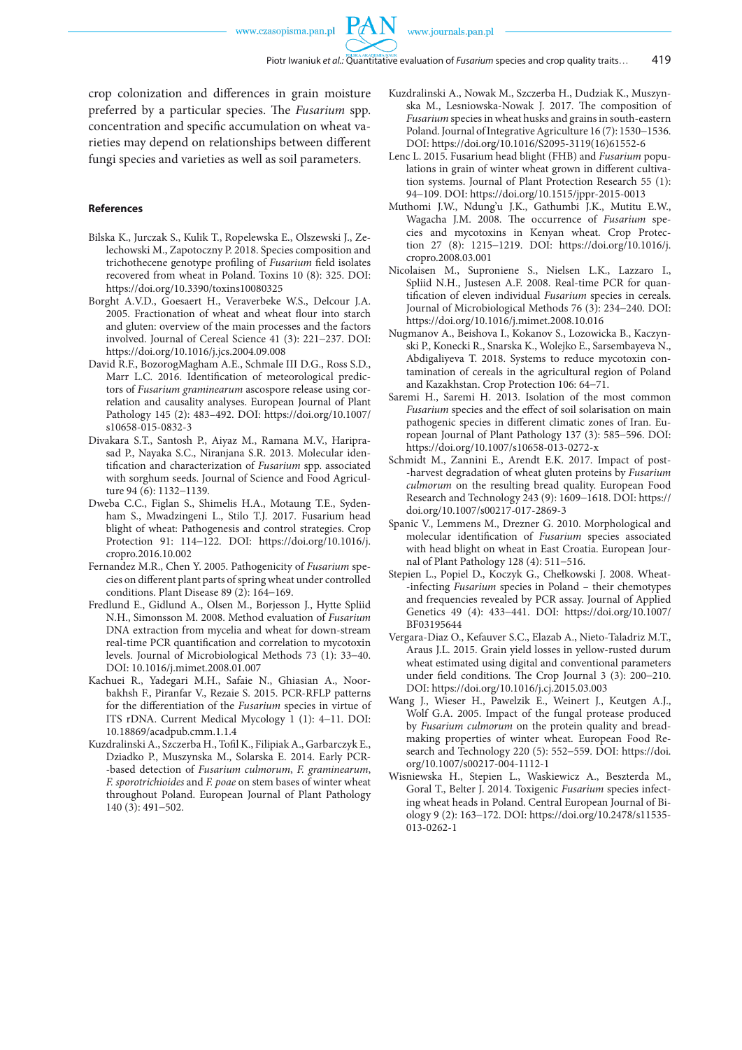crop colonization and differences in grain moisture preferred by a particular species. The *Fusarium* spp. concentration and specific accumulation on wheat varieties may depend on relationships between different fungi species and varieties as well as soil parameters.

## References

Bilska K., Jurczak S., Kulik T., Ropelewska E., Olszewski J., Zelechowski M., Zapotoczny P. 2018. Species composition and trichothecene genotype profiling of *Fusarium* field isolates recovered from wheat in Poland. Toxins 10 (8): 325. DOI: https://doi.org/10.3390/toxins10080325

Borght A.V.D., Goesaert H., Veraverbeke W.S., Delcour J.A. 2005. Fractionation of wheat and wheat flour into starch and gluten: overview of the main processes and the factors involved. Journal of Cereal Science 41 (3): 221–237. DOI: https://doi.org/10.1016/j.jcs.2004.09.008

David R.F., BozorogMagham A.E., Schmale III D.G., Ross S.D., Marr L.C. 2016. Identification of meteorological predictors of *Fusarium graminearum* ascospore release using correlation and causality analyses. European Journal of Plant Pathology 145 (2): 483–492. DOI: https://doi.org/10.1007/s10658-015-0832-3

Divakara S.T., Santosh P., Aiyaz M., Ramana M.V., Hariprasad P., Nayaka S.C., Niranjana S.R. 2013. Molecular identification and characterization of *Fusarium* spp. associated with sorghum seeds. Journal of Science and Food Agriculture 94 (6): 1132–1139.

Dweba C.C., Figlan S., Shimelis H.A., Motaung T.E., Sydenham S., Mwadzingeni L., Stilo T.J. 2017. Fusarium head blight of wheat: Pathogenesis and control strategies. Crop Protection 91: 114–122. DOI: https://doi.org/10.1016/j.cropro.2016.10.002

Fernandez M.R., Chen Y. 2005. Pathogenicity of *Fusarium* species on different plant parts of spring wheat under controlled conditions. Plant Disease 89 (2): 164–169.

Fredlund E., Gidlund A., Olsen M., Borjesson J., Hytte Spliid N.H., Simonsson M. 2008. Method evaluation of *Fusarium* DNA extraction from mycelia and wheat for down-stream real-time PCR quantification and correlation to mycotoxin levels. Journal of Microbiological Methods 73 (1): 33–40. DOI: 10.1016/j.mimet.2008.01.007

Kachuei R., Yadegari M.H., Safaie N., Ghiasian A., Noorbakhsh F., Piranfar V., Rezaie S. 2015. PCR-RFLP patterns for the differentiation of the *Fusarium* species in virtue of ITS rDNA. Current Medical Mycology 1 (1): 4–11. DOI: 10.18869/acadpub.cmm.1.1.4

Kuzdralinski A., Szczerba H., Tofil K., Filipiak A., Garbarczyk E., Dziadko P., Muszynska M., Solarska E. 2014. Early PCR-based detection of *Fusarium culmorum*, *F. graminearum*, *F. sporotrichioides* and *F. poae* on stem bases of winter wheat throughout Poland. European Journal of Plant Pathology 140 (3): 491–502.

Kuzdralinski A., Nowak M., Szczerba H., Dudziak K., Muszynska M., Lesniowska-Nowak J. 2017. The composition of *Fusarium* species in wheat husks and grains in south-eastern Poland. Journal of Integrative Agriculture 16 (7): 1530–1536. DOI: https://doi.org/10.1016/S2095-3119(16)61552-6

Lenc L. 2015. Fusarium head blight (FHB) and *Fusarium* populations in grain of winter wheat grown in different cultivation systems. Journal of Plant Protection Research 55 (1): 94–109. DOI: https://doi.org/10.1515/jppr-2015-0013

Muthomi J.W., Ndung'u J.K., Gathumbi J.K., Mutitu E.W., Wagacha J.M. 2008. The occurrence of *Fusarium* species and mycotoxins in Kenyan wheat. Crop Protection 27 (8): 1215–1219. DOI: https://doi.org/10.1016/j.cropro.2008.03.001

Nicolaisen M., Suproniene S., Nielsen L.K., Lazzaro I., Spliid N.H., Justesen A.F. 2008. Real-time PCR for quantification of eleven individual *Fusarium* species in cereals. Journal of Microbiological Methods 76 (3): 234–240. DOI: https://doi.org/10.1016/j.mimet.2008.10.016

Nugmanov A., Beishova I., Kokanov S., Lozowicka B., Kaczynski P., Konecki R., Snarska K., Wolejko E., Sarsembayeva N., Abdigaliyeva T. 2018. Systems to reduce mycotoxin contamination of cereals in the agricultural region of Poland and Kazakhstan. Crop Protection 106: 64–71.

Saremi H., Saremi H. 2013. Isolation of the most common *Fusarium* species and the effect of soil solarisation on main pathogenic species in different climatic zones of Iran. European Journal of Plant Pathology 137 (3): 585–596. DOI: https://doi.org/10.1007/s10658-013-0272-x

Schmidt M., Zannini E., Arendt E.K. 2017. Impact of post-harvest degradation of wheat gluten proteins by *Fusarium culmorum* on the resulting bread quality. European Food Research and Technology 243 (9): 1609–1618. DOI: https://doi.org/10.1007/s00217-017-2869-3

Spanic V., Lemmens M., Drezner G. 2010. Morphological and molecular identification of *Fusarium* species associated with head blight on wheat in East Croatia. European Journal of Plant Pathology 128 (4): 511–516.

Stepien L., Popiel D., Koczyk G., Chełkowski J. 2008. Wheat-infecting *Fusarium* species in Poland – their chemotypes and frequencies revealed by PCR assay. Journal of Applied Genetics 49 (4): 433–441. DOI: https://doi.org/10.1007/BF03195644

Vergara-Diaz O., Kefauver S.C., Elazab A., Nieto-Taladriz M.T., Araus J.L. 2015. Grain yield losses in yellow-rusted durum wheat estimated using digital and conventional parameters under field conditions. The Crop Journal 3 (3): 200–210. DOI: https://doi.org/10.1016/j.cj.2015.03.003

Wang J., Wieser H., Pawelzik E., Weinert J., Keutgen A.J., Wolf G.A. 2005. Impact of the fungal protease produced by *Fusarium culmorum* on the protein quality and breadmaking properties of winter wheat. European Food Research and Technology 220 (5): 552–559. DOI: https://doi.org/10.1007/s00217-004-1112-1

Wisniewska H., Stepien L., Waskiewicz A., Beszterda M., Goral T., Belter J. 2014. Toxigenic *Fusarium* species infecting wheat heads in Poland. Central European Journal of Biology 9 (2): 163–172. DOI: https://doi.org/10.2478/s11535-013-0262-1